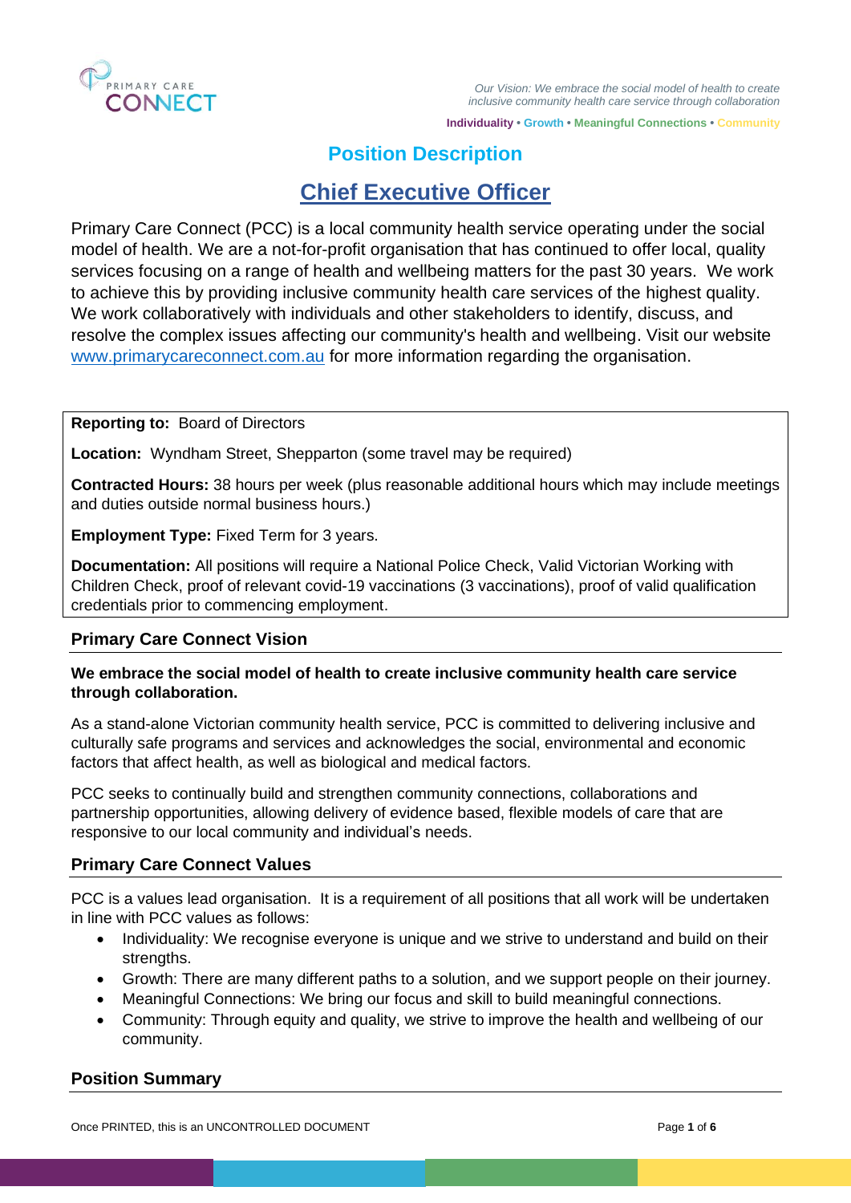PRIMARY CARE CONNECT

*Our Vision: We embrace the social model of health to create inclusive community health care service through collaboration*

**Individuality • Growth • Meaningful Connections • Community**

# Position Description

# Chief Executive Officer

Primary Care Connect (PCC) is a local community health service operating under the social model of health. We are a not-for-profit organisation that has continued to offer local, quality services focusing on a range of health and wellbeing matters for the past 30 years. We work to achieve this by providing inclusive community health care services of the highest quality. We work collaboratively with individuals and other stakeholders to identify, discuss, and resolve the complex issues affecting our community's health and wellbeing. Visit our website www.primarycareconnect.com.au for more information regarding the organisation.

**Reporting to:** Board of Directors

**Location:** Wyndham Street, Shepparton (some travel may be required)

**Contracted Hours:** 38 hours per week (plus reasonable additional hours which may include meetings and duties outside normal business hours.)

**Employment Type:** Fixed Term for 3 years.

**Documentation:** All positions will require a National Police Check, Valid Victorian Working with Children Check, proof of relevant covid-19 vaccinations (3 vaccinations), proof of valid qualification credentials prior to commencing employment.

## Primary Care Connect Vision

**We embrace the social model of health to create inclusive community health care service through collaboration.**

As a stand-alone Victorian community health service, PCC is committed to delivering inclusive and culturally safe programs and services and acknowledges the social, environmental and economic factors that affect health, as well as biological and medical factors.

PCC seeks to continually build and strengthen community connections, collaborations and partnership opportunities, allowing delivery of evidence based, flexible models of care that are responsive to our local community and individual's needs.

## Primary Care Connect Values

PCC is a values lead organisation. It is a requirement of all positions that all work will be undertaken in line with PCC values as follows:

- Individuality: We recognise everyone is unique and we strive to understand and build on their strengths.
- Growth: There are many different paths to a solution, and we support people on their journey.
- Meaningful Connections: We bring our focus and skill to build meaningful connections.
- Community: Through equity and quality, we strive to improve the health and wellbeing of our community.

## Position Summary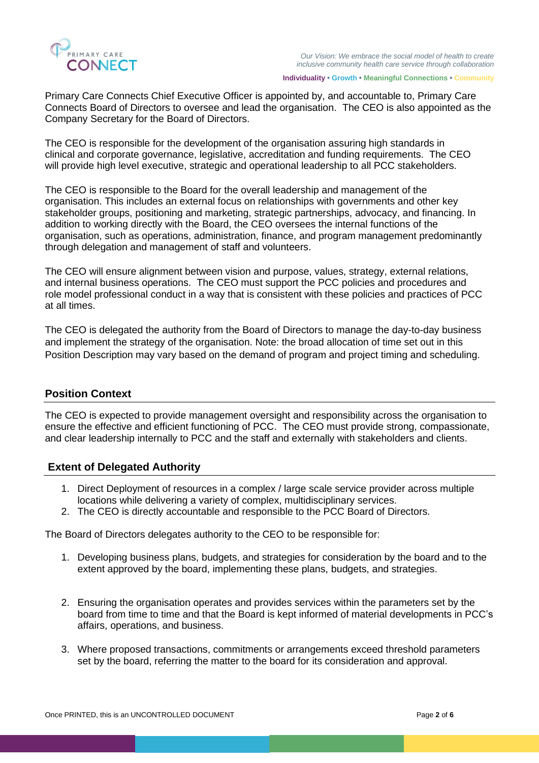Primary Care Connects Chief Executive Officer is appointed by, and accountable to, Primary Care Connects Board of Directors to oversee and lead the organisation. The CEO is also appointed as the Company Secretary for the Board of Directors.

The CEO is responsible for the development of the organisation assuring high standards in clinical and corporate governance, legislative, accreditation and funding requirements. The CEO will provide high level executive, strategic and operational leadership to all PCC stakeholders.

The CEO is responsible to the Board for the overall leadership and management of the organisation. This includes an external focus on relationships with governments and other key stakeholder groups, positioning and marketing, strategic partnerships, advocacy, and financing. In addition to working directly with the Board, the CEO oversees the internal functions of the organisation, such as operations, administration, finance, and program management predominantly through delegation and management of staff and volunteers.

The CEO will ensure alignment between vision and purpose, values, strategy, external relations, and internal business operations. The CEO must support the PCC policies and procedures and role model professional conduct in a way that is consistent with these policies and practices of PCC at all times.

The CEO is delegated the authority from the Board of Directors to manage the day-to-day business and implement the strategy of the organisation. Note: the broad allocation of time set out in this Position Description may vary based on the demand of program and project timing and scheduling.

## Position Context

The CEO is expected to provide management oversight and responsibility across the organisation to ensure the effective and efficient functioning of PCC. The CEO must provide strong, compassionate, and clear leadership internally to PCC and the staff and externally with stakeholders and clients.

## Extent of Delegated Authority

1. Direct Deployment of resources in a complex / large scale service provider across multiple locations while delivering a variety of complex, multidisciplinary services.
2. The CEO is directly accountable and responsible to the PCC Board of Directors.

The Board of Directors delegates authority to the CEO to be responsible for:

1. Developing business plans, budgets, and strategies for consideration by the board and to the extent approved by the board, implementing these plans, budgets, and strategies.
2. Ensuring the organisation operates and provides services within the parameters set by the board from time to time and that the Board is kept informed of material developments in PCC's affairs, operations, and business.
3. Where proposed transactions, commitments or arrangements exceed threshold parameters set by the board, referring the matter to the board for its consideration and approval.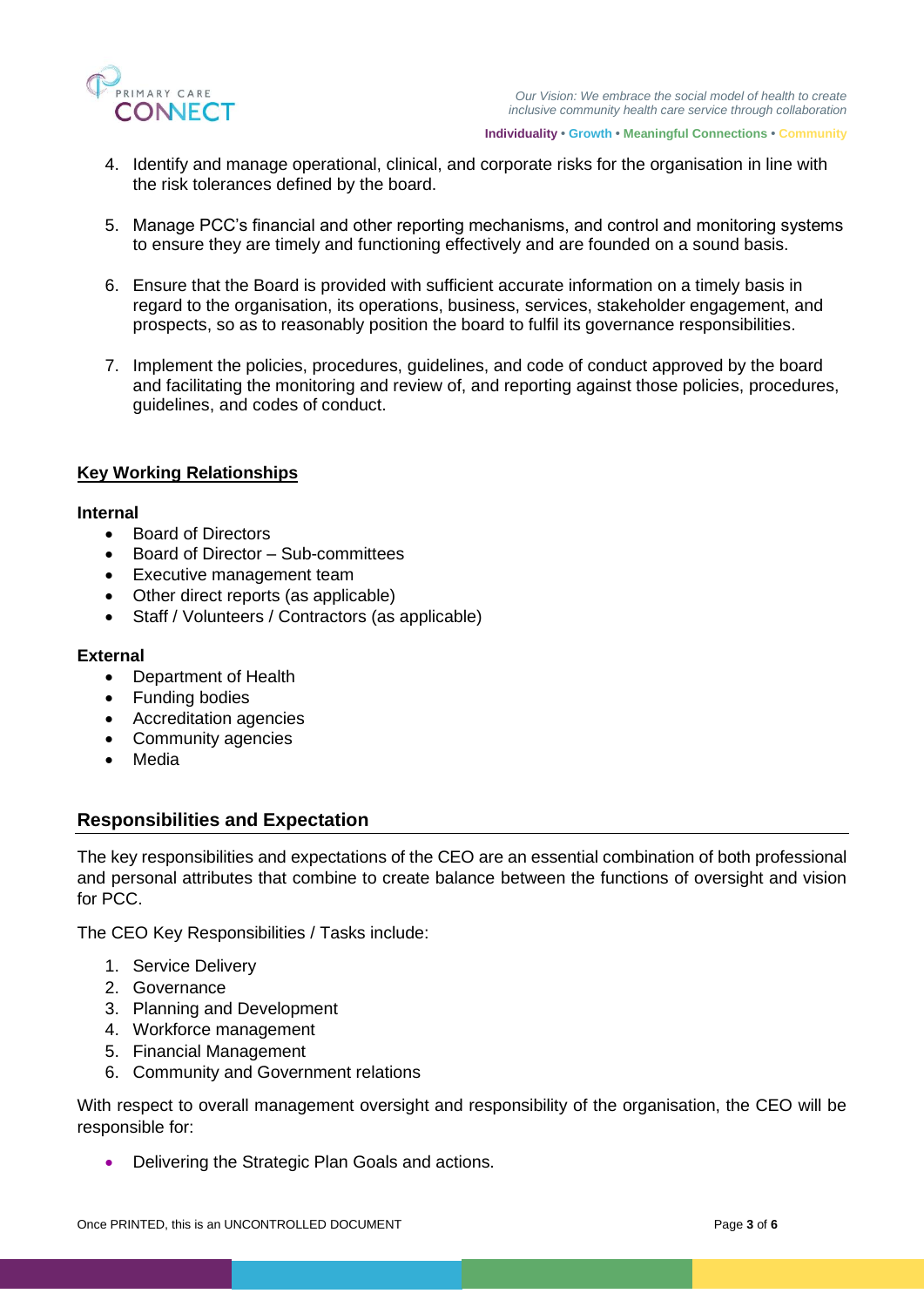4. Identify and manage operational, clinical, and corporate risks for the organisation in line with the risk tolerances defined by the board.

5. Manage PCC's financial and other reporting mechanisms, and control and monitoring systems to ensure they are timely and functioning effectively and are founded on a sound basis.

6. Ensure that the Board is provided with sufficient accurate information on a timely basis in regard to the organisation, its operations, business, services, stakeholder engagement, and prospects, so as to reasonably position the board to fulfil its governance responsibilities.

7. Implement the policies, procedures, guidelines, and code of conduct approved by the board and facilitating the monitoring and review of, and reporting against those policies, procedures, guidelines, and codes of conduct.

**Key Working Relationships**

**Internal**

- Board of Directors
- Board of Director – Sub-committees
- Executive management team
- Other direct reports (as applicable)
- Staff / Volunteers / Contractors (as applicable)

**External**

- Department of Health
- Funding bodies
- Accreditation agencies
- Community agencies
- Media

## Responsibilities and Expectation

The key responsibilities and expectations of the CEO are an essential combination of both professional and personal attributes that combine to create balance between the functions of oversight and vision for PCC.

The CEO Key Responsibilities / Tasks include:

1. Service Delivery
2. Governance
3. Planning and Development
4. Workforce management
5. Financial Management
6. Community and Government relations

With respect to overall management oversight and responsibility of the organisation, the CEO will be responsible for:

- Delivering the Strategic Plan Goals and actions.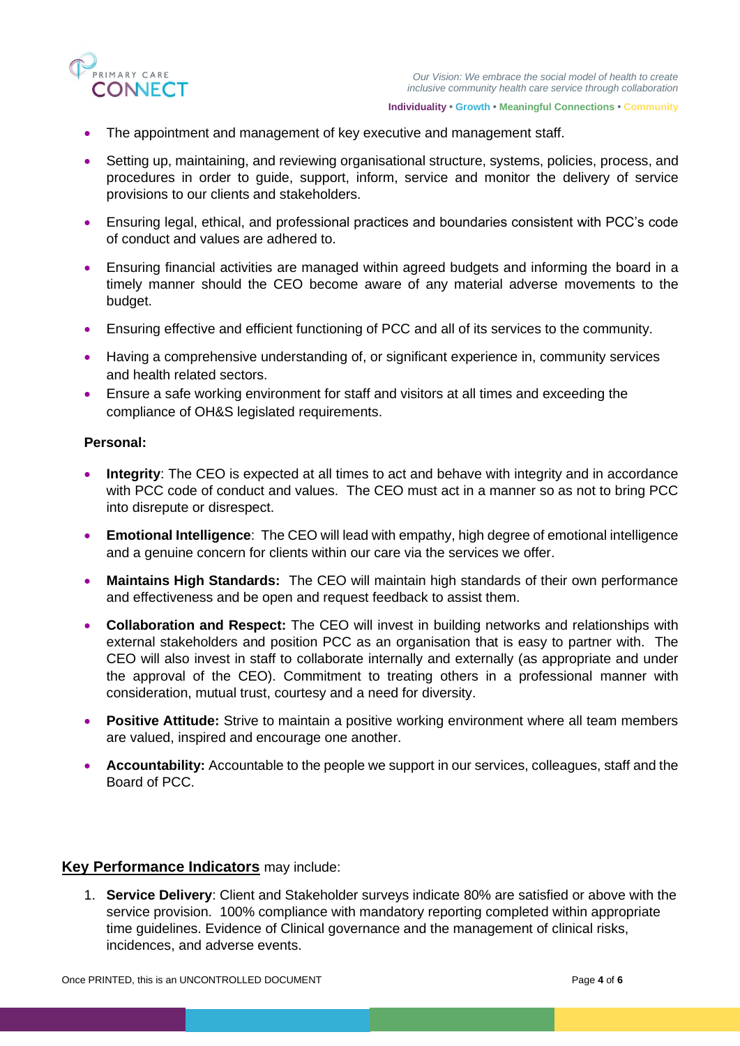- The appointment and management of key executive and management staff.
- Setting up, maintaining, and reviewing organisational structure, systems, policies, process, and procedures in order to guide, support, inform, service and monitor the delivery of service provisions to our clients and stakeholders.
- Ensuring legal, ethical, and professional practices and boundaries consistent with PCC's code of conduct and values are adhered to.
- Ensuring financial activities are managed within agreed budgets and informing the board in a timely manner should the CEO become aware of any material adverse movements to the budget.
- Ensuring effective and efficient functioning of PCC and all of its services to the community.
- Having a comprehensive understanding of, or significant experience in, community services and health related sectors.
- Ensure a safe working environment for staff and visitors at all times and exceeding the compliance of OH&S legislated requirements.

**Personal:**

- **Integrity**: The CEO is expected at all times to act and behave with integrity and in accordance with PCC code of conduct and values. The CEO must act in a manner so as not to bring PCC into disrepute or disrespect.
- **Emotional Intelligence**: The CEO will lead with empathy, high degree of emotional intelligence and a genuine concern for clients within our care via the services we offer.
- **Maintains High Standards:** The CEO will maintain high standards of their own performance and effectiveness and be open and request feedback to assist them.
- **Collaboration and Respect:** The CEO will invest in building networks and relationships with external stakeholders and position PCC as an organisation that is easy to partner with. The CEO will also invest in staff to collaborate internally and externally (as appropriate and under the approval of the CEO). Commitment to treating others in a professional manner with consideration, mutual trust, courtesy and a need for diversity.
- **Positive Attitude:** Strive to maintain a positive working environment where all team members are valued, inspired and encourage one another.
- **Accountability:** Accountable to the people we support in our services, colleagues, staff and the Board of PCC.

**Key Performance Indicators** may include:

1. **Service Delivery**: Client and Stakeholder surveys indicate 80% are satisfied or above with the service provision. 100% compliance with mandatory reporting completed within appropriate time guidelines. Evidence of Clinical governance and the management of clinical risks, incidences, and adverse events.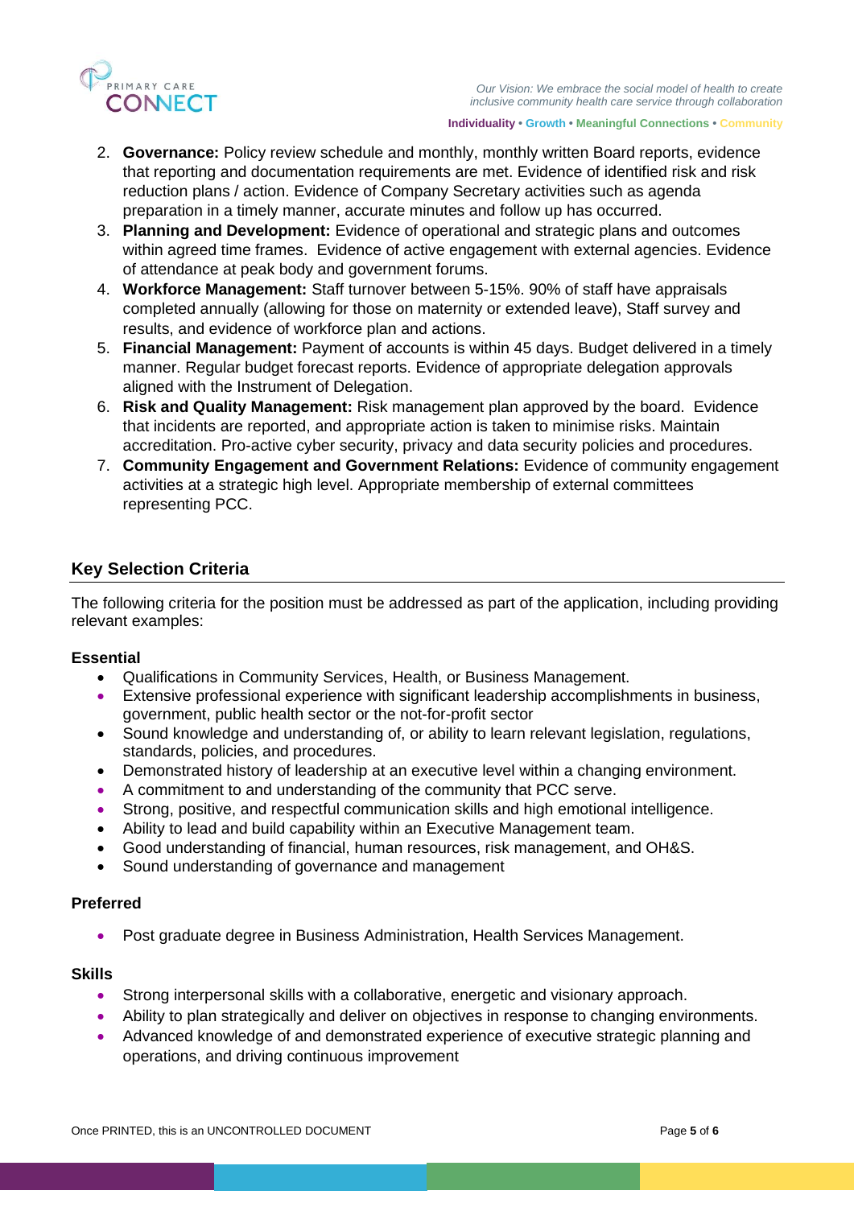2. **Governance:** Policy review schedule and monthly, monthly written Board reports, evidence that reporting and documentation requirements are met. Evidence of identified risk and risk reduction plans / action. Evidence of Company Secretary activities such as agenda preparation in a timely manner, accurate minutes and follow up has occurred.
3. **Planning and Development:** Evidence of operational and strategic plans and outcomes within agreed time frames. Evidence of active engagement with external agencies. Evidence of attendance at peak body and government forums.
4. **Workforce Management:** Staff turnover between 5-15%. 90% of staff have appraisals completed annually (allowing for those on maternity or extended leave), Staff survey and results, and evidence of workforce plan and actions.
5. **Financial Management:** Payment of accounts is within 45 days. Budget delivered in a timely manner. Regular budget forecast reports. Evidence of appropriate delegation approvals aligned with the Instrument of Delegation.
6. **Risk and Quality Management:** Risk management plan approved by the board. Evidence that incidents are reported, and appropriate action is taken to minimise risks. Maintain accreditation. Pro-active cyber security, privacy and data security policies and procedures.
7. **Community Engagement and Government Relations:** Evidence of community engagement activities at a strategic high level. Appropriate membership of external committees representing PCC.

## Key Selection Criteria

The following criteria for the position must be addressed as part of the application, including providing relevant examples:

### Essential

- Qualifications in Community Services, Health, or Business Management.
- Extensive professional experience with significant leadership accomplishments in business, government, public health sector or the not-for-profit sector
- Sound knowledge and understanding of, or ability to learn relevant legislation, regulations, standards, policies, and procedures.
- Demonstrated history of leadership at an executive level within a changing environment.
- A commitment to and understanding of the community that PCC serve.
- Strong, positive, and respectful communication skills and high emotional intelligence.
- Ability to lead and build capability within an Executive Management team.
- Good understanding of financial, human resources, risk management, and OH&S.
- Sound understanding of governance and management

### Preferred

- Post graduate degree in Business Administration, Health Services Management.

### Skills

- Strong interpersonal skills with a collaborative, energetic and visionary approach.
- Ability to plan strategically and deliver on objectives in response to changing environments.
- Advanced knowledge of and demonstrated experience of executive strategic planning and operations, and driving continuous improvement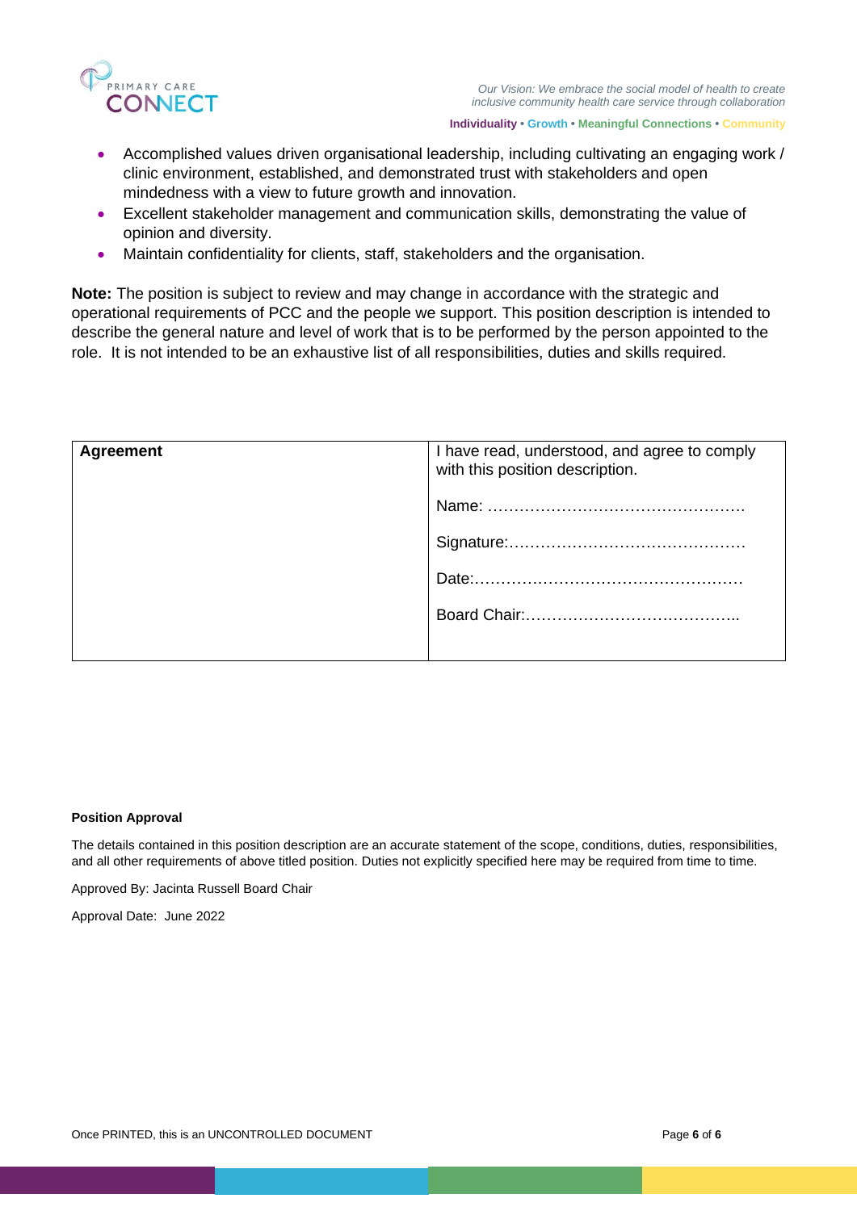- Accomplished values driven organisational leadership, including cultivating an engaging work / clinic environment, established, and demonstrated trust with stakeholders and open mindedness with a view to future growth and innovation.
- Excellent stakeholder management and communication skills, demonstrating the value of opinion and diversity.
- Maintain confidentiality for clients, staff, stakeholders and the organisation.

**Note:** The position is subject to review and may change in accordance with the strategic and operational requirements of PCC and the people we support. This position description is intended to describe the general nature and level of work that is to be performed by the person appointed to the role. It is not intended to be an exhaustive list of all responsibilities, duties and skills required.

| | |
|---|---|
| **Agreement** | I have read, understood, and agree to comply with this position description.<br><br>Name: ………………………………………….<br><br>Signature:……………………………………….<br><br>Date:…………………………………………….<br><br>Board Chair:………………………………….. |

**Position Approval**

The details contained in this position description are an accurate statement of the scope, conditions, duties, responsibilities, and all other requirements of above titled position. Duties not explicitly specified here may be required from time to time.

Approved By: Jacinta Russell Board Chair

Approval Date: June 2022

Once PRINTED, this is an UNCONTROLLED DOCUMENT